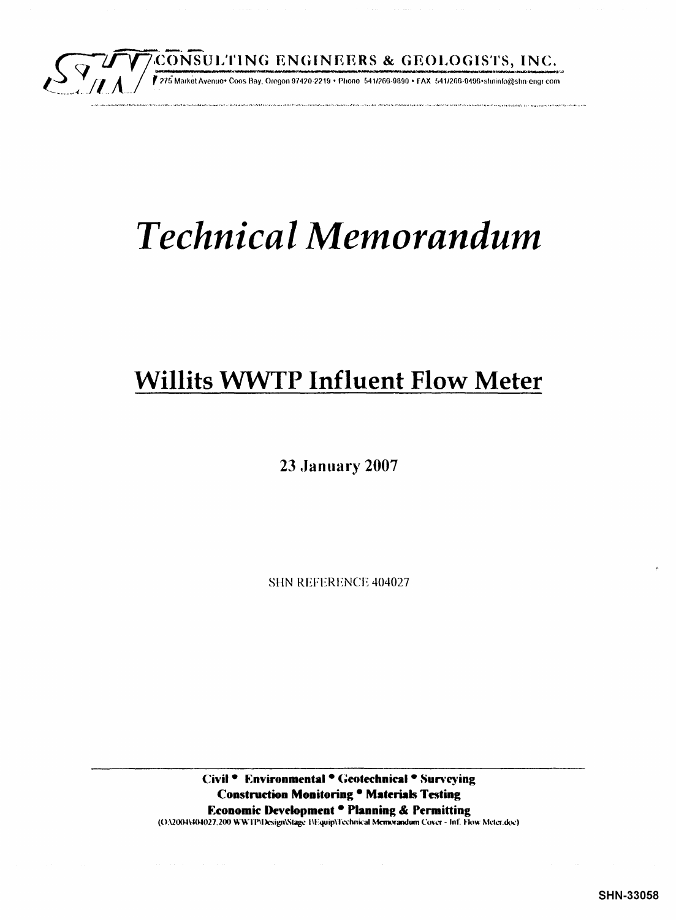SHN CONSULTING ENGINEERS & GEOLOGISTS, INC.

275 Market Avenue• Coos Bay, Oregon 97420-2219 • Phone 541/266-0890 • FAX 541/266-0496•shninfo@shn-engr.com

# *Technical Memorandum*

## Willits WWTP Influent Flow Meter

**23 January 2007**

SHN REFERENCE 404027

**Civil • Environmental • Geotechnical • Surveying**
**Construction Monitoring • Materials Testing**
**Economic Development • Planning & Permitting**

(O:\2004\404027.200 WWTP\Design\Stage I\Equip\Technical Memorandum Cover - Inf. Flow Meter.doc)

SHN-33058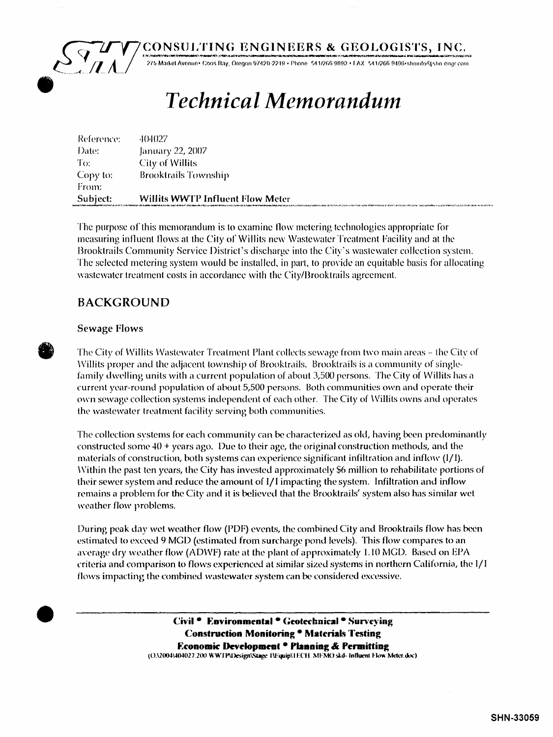CONSULTING ENGINEERS & GEOLOGISTS, INC.

275 Market Avenue • Coos Bay, Oregon 97420-2219 • Phone 541/266-9890 • FAX 541/266-9496 • shninfo@shn-engr.com

# *Technical Memorandum*

| | |
|---|---|
| Reference: | 404027 |
| Date: | January 22, 2007 |
| To: | City of Willits |
| Copy to: | Brooktrails Township |
| From: | |
| **Subject:** | **Willits WWTP Influent Flow Meter** |

The purpose of this memorandum is to examine flow metering technologies appropriate for measuring influent flows at the City of Willits new Wastewater Treatment Facility and at the Brooktrails Community Service District's discharge into the City's wastewater collection system. The selected metering system would be installed, in part, to provide an equitable basis for allocating wastewater treatment costs in accordance with the City/Brooktrails agreement.

## BACKGROUND

### Sewage Flows

The City of Willits Wastewater Treatment Plant collects sewage from two main areas – the City of Willits proper and the adjacent township of Brooktrails. Brooktrails is a community of single-family dwelling units with a current population of about 3,500 persons. The City of Willits has a current year-round population of about 5,500 persons. Both communities own and operate their own sewage collection systems independent of each other. The City of Willits owns and operates the wastewater treatment facility serving both communities.

The collection systems for each community can be characterized as old, having been predominantly constructed some 40 + years ago. Due to their age, the original construction methods, and the materials of construction, both systems can experience significant infiltration and inflow (I/I). Within the past ten years, the City has invested approximately $6 million to rehabilitate portions of their sewer system and reduce the amount of I/I impacting the system. Infiltration and inflow remains a problem for the City and it is believed that the Brooktrails' system also has similar wet weather flow problems.

During peak day wet weather flow (PDF) events, the combined City and Brooktrails flow has been estimated to exceed 9 MGD (estimated from surcharge pond levels). This flow compares to an average dry weather flow (ADWF) rate at the plant of approximately 1.10 MGD. Based on EPA criteria and comparison to flows experienced at similar sized systems in northern California, the I/I flows impacting the combined wastewater system can be considered excessive.

**Civil • Environmental • Geotechnical • Surveying**
**Construction Monitoring • Materials Testing**
**Economic Development • Planning & Permitting**
(O:\2004\404027.200 WWTP\Design\Stage II\Equip\TECH MEMO skd- Influent Flow Meter.doc)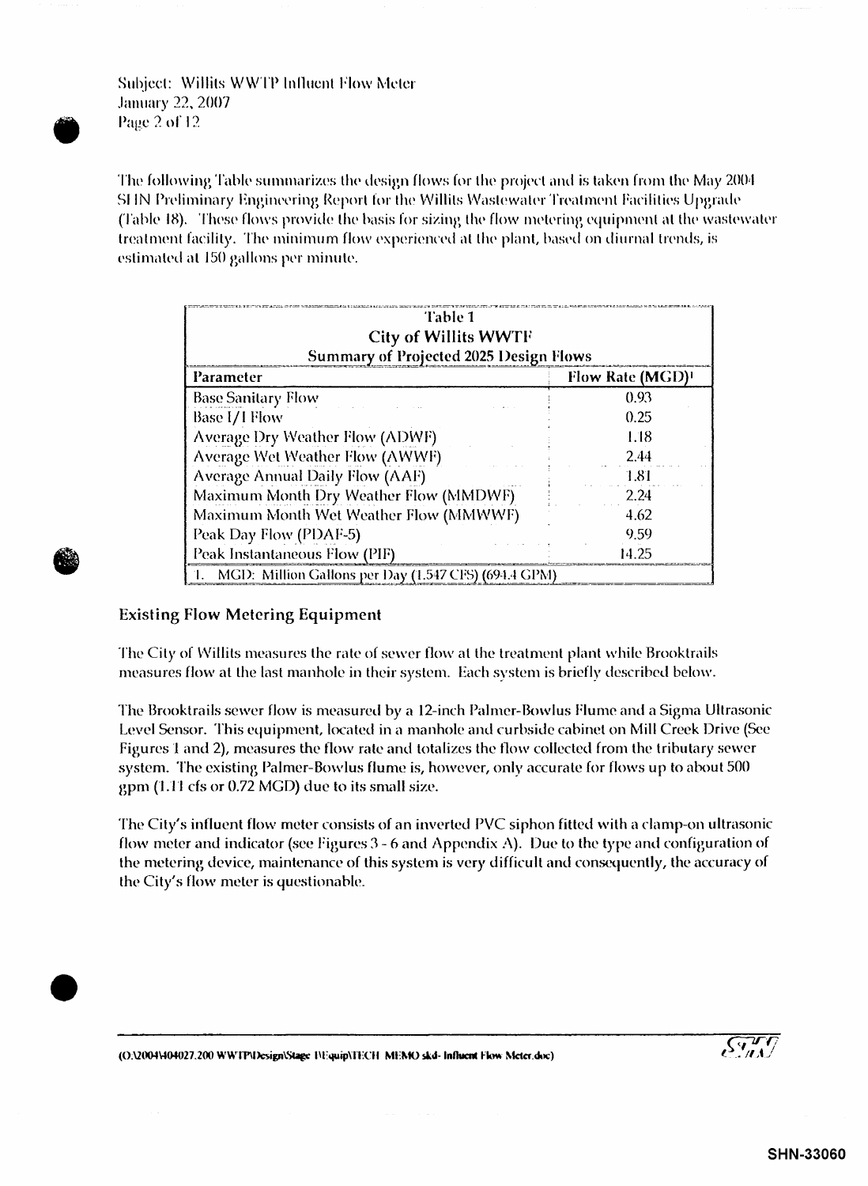The following Table summarizes the design flows for the project and is taken from the May 2004 SHN Preliminary Engineering Report for the Willits Wastewater Treatment Facilities Upgrade (Table 18). These flows provide the basis for sizing the flow metering equipment at the wastewater treatment facility. The minimum flow experienced at the plant, based on diurnal trends, is estimated at 150 gallons per minute.

| Table 1<br>City of Willits WWTF<br>Summary of Projected 2025 Design Flows | |
|---|---|
| **Parameter** | **Flow Rate (MGD)[1]** |
| Base Sanitary Flow | 0.93 |
| Base I/I Flow | 0.25 |
| Average Dry Weather Flow (ADWF) | 1.18 |
| Average Wet Weather Flow (AWWF) | 2.44 |
| Average Annual Daily Flow (AAF) | 1.81 |
| Maximum Month Dry Weather Flow (MMDWF) | 2.24 |
| Maximum Month Wet Weather Flow (MMWWF) | 4.62 |
| Peak Day Flow (PDAF-5) | 9.59 |
| Peak Instantaneous Flow (PIF) | 14.25 |
| 1. MGD: Million Gallons per Day (1.547 CFS) (694.4 GPM) | |

## Existing Flow Metering Equipment

The City of Willits measures the rate of sewer flow at the treatment plant while Brooktrails measures flow at the last manhole in their system. Each system is briefly described below.

The Brooktrails sewer flow is measured by a 12-inch Palmer-Bowlus Flume and a Sigma Ultrasonic Level Sensor. This equipment, located in a manhole and curbside cabinet on Mill Creek Drive (See Figures 1 and 2), measures the flow rate and totalizes the flow collected from the tributary sewer system. The existing Palmer-Bowlus flume is, however, only accurate for flows up to about 500 gpm (1.11 cfs or 0.72 MGD) due to its small size.

The City's influent flow meter consists of an inverted PVC siphon fitted with a clamp-on ultrasonic flow meter and indicator (see Figures 3 - 6 and Appendix A). Due to the type and configuration of the metering device, maintenance of this system is very difficult and consequently, the accuracy of the City's flow meter is questionable.

(O:\2004\404027.200 WWTP\Design\Stage I\Equip\TECH MEMO skd- Influent Flow Meter.doc)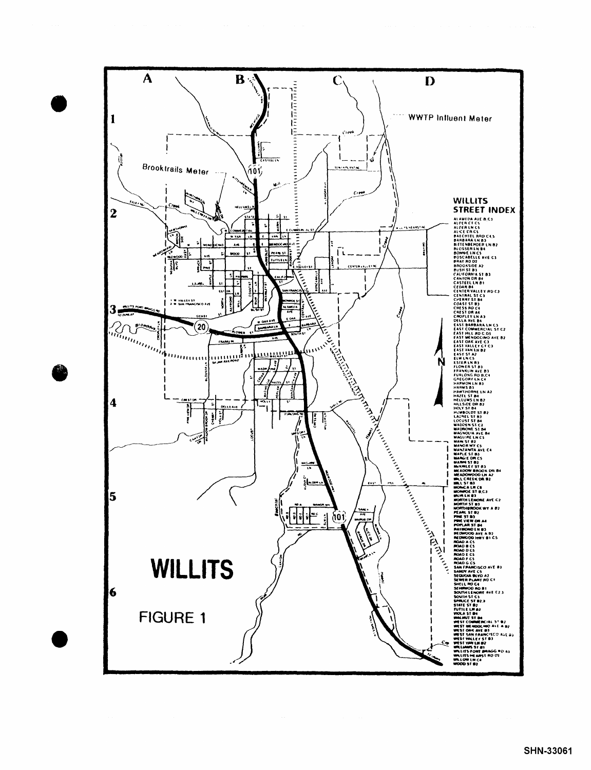WWTP Influent Meter

Brooktrails Meter

## WILLITS STREET INDEX

ALAMEDA AVE B C3
ALDER CT C5
ALDER LN C5
ALICE CIR C5
BAECHTEL RD C4,5
BARBARA LN B3
BITTENBENDER LN B2
BLOSSER LN B4
BONNIE LN C5
BOSCABELLE AVE C3
BRAY RD D2
BROOKSIDE A2
BUSH ST B3
CALIFORNIA ST B3
CANYON DR B4
CASTEEL LN B1
CEDAR B4
CENTER VALLEY RD C3
CENTRAL ST C3
CHERRY ST B4
COAST ST B3
CRESS RD C4
CREST DR A4
CROPLEY LN A3
DELLA AVE B4
EAST BARBARA LN C3
EAST COMMERCIAL ST C2
EAST HILL RD C D5
EAST MENDOCINO AVE B2
EAST OAK AVE C3
EAST VALLEY CT C3
EAST VAN LN B2
EASY ST A2
ELM LN C5
ESTER LN B3
FLOWER ST B3
FRANKLIN AVE B3
FURLONG RD B,C4
GREGORY LN C4
HARMON LN B3
HARMS B3
HAWTHORNE LN A2
HAZEL ST B4
HELLUMS LN B2
HILLSIDE DR B2
HOLY ST B4
HUMBOLDT ST B2
LAUREL ST B3
LOCUST ST B4
MADDEN ST C2
MADRONE ST B4
MAGNOLIA AVE B4
MAGUIRE LN C5
MAIN ST B2
MANOR WY C5
MANZANITA AVE C4
MAPLE ST B3
MARGIE DR C5
MARIN ST B2
McKINLEY ST B3
MEADOW BROOK DR B4
MEADOWOOD LN A2
MILL CREEK DR B2
MILL ST B3
MONICA LN C4
MONROE ST B,C3
MUIR LN B3
NORTH LENORE AVE C2
NORTH ST B3
NORTHBROOK WY A B2
PEARL ST B2
PINE ST B3
PINE VIEW DR A4
POPLAR ST B4
RAYMOND LN B3
REDWOOD AVE A B2
REDWOOD HWY B1 C5
ROAD A C5
ROAD B C5
ROAD D C5
ROAD E C5
ROAD F C5
ROAD G C5
SAN FRANCISCO AVE B3
SANDY AVE C5
SEQUOIA BLVD A2
SEWER PLANT RD C1
SHELL RD C4
SHERWOOD RD B1
SOUTH LENORE AVE C2,3
SOUTH ST C3
SPRUCE ST B2,3
STATE ST B2
TUTTLE LN B2
VIOLA ST B4
WALNUT ST B4
WEST COMMERCIAL ST B2
WEST MENDOCINO AVE A B2
WEST OAK AVE B3
WEST SAN FRANCISCO AVE B3
WEST VALLEY ST B3
WEST VAN LN B2
WILLIAMS ST B1
WILLITS FORT BRAGG RD A3
WILLITS HEARST RD D2
WILLOW LN C4
WOOD ST B2

# WILLITS

FIGURE 1

SHN-33061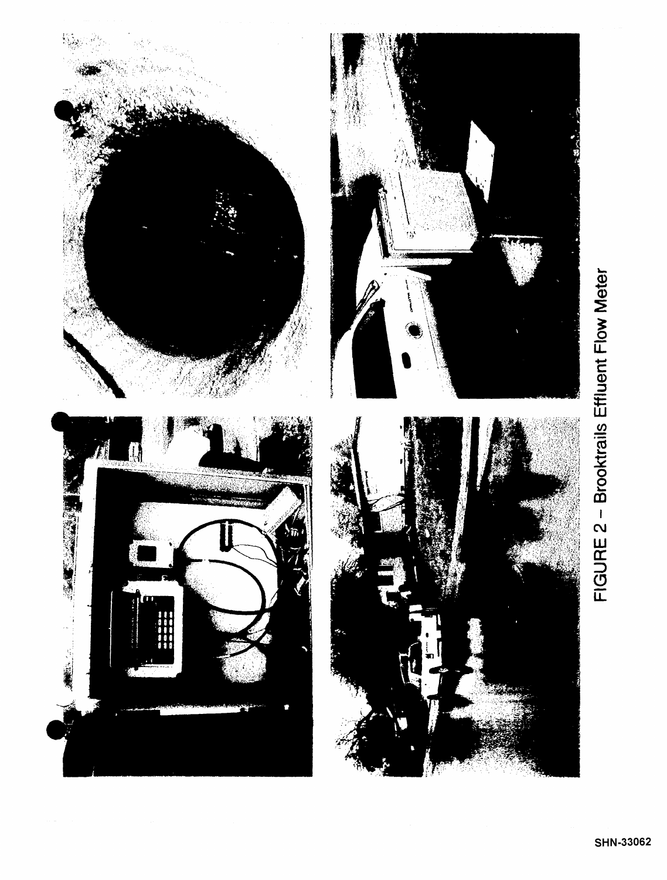FIGURE 2 – Brooktrails Effluent Flow Meter

SHN-33062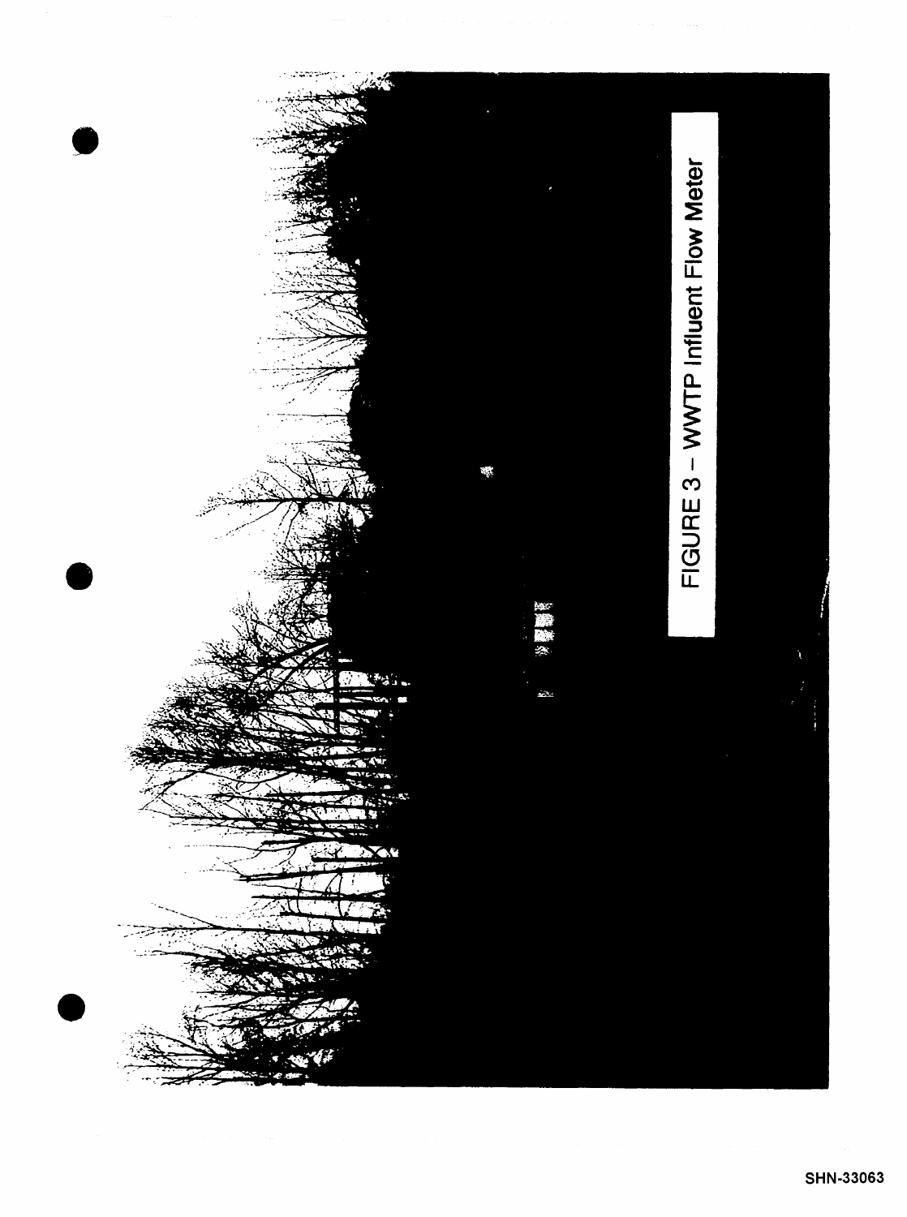FIGURE 3 – WWTP Influent Flow Meter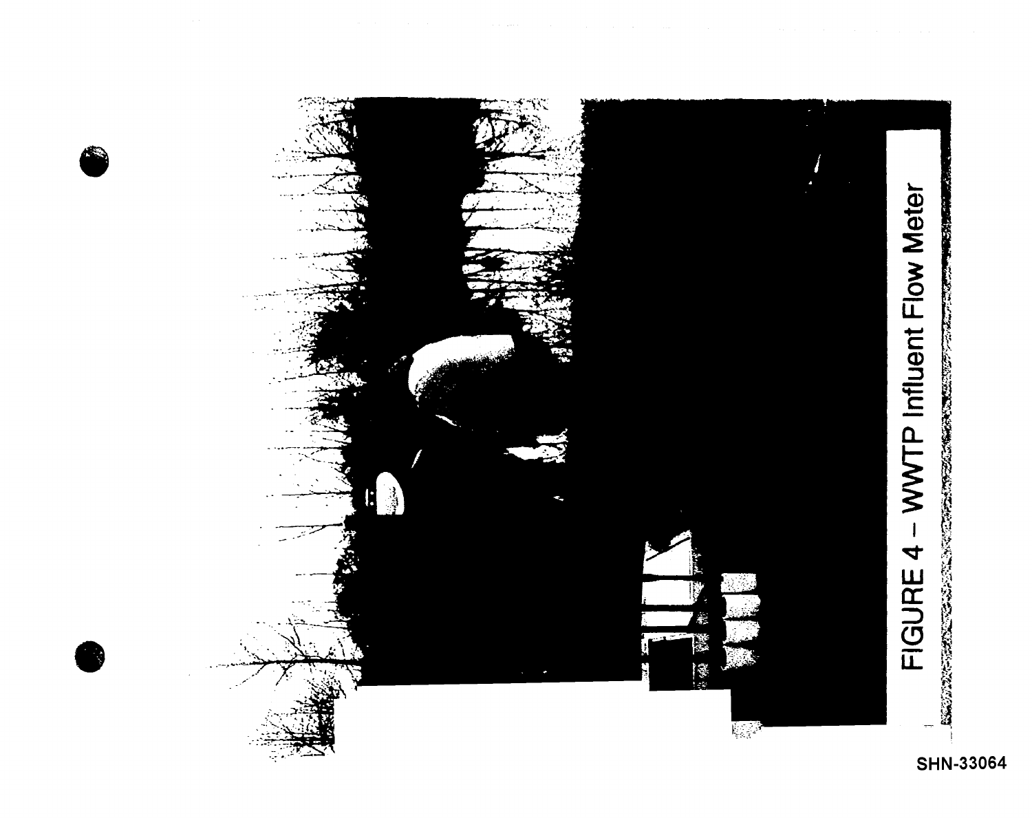FIGURE 4 – WWTP Influent Flow Meter

SHN-33064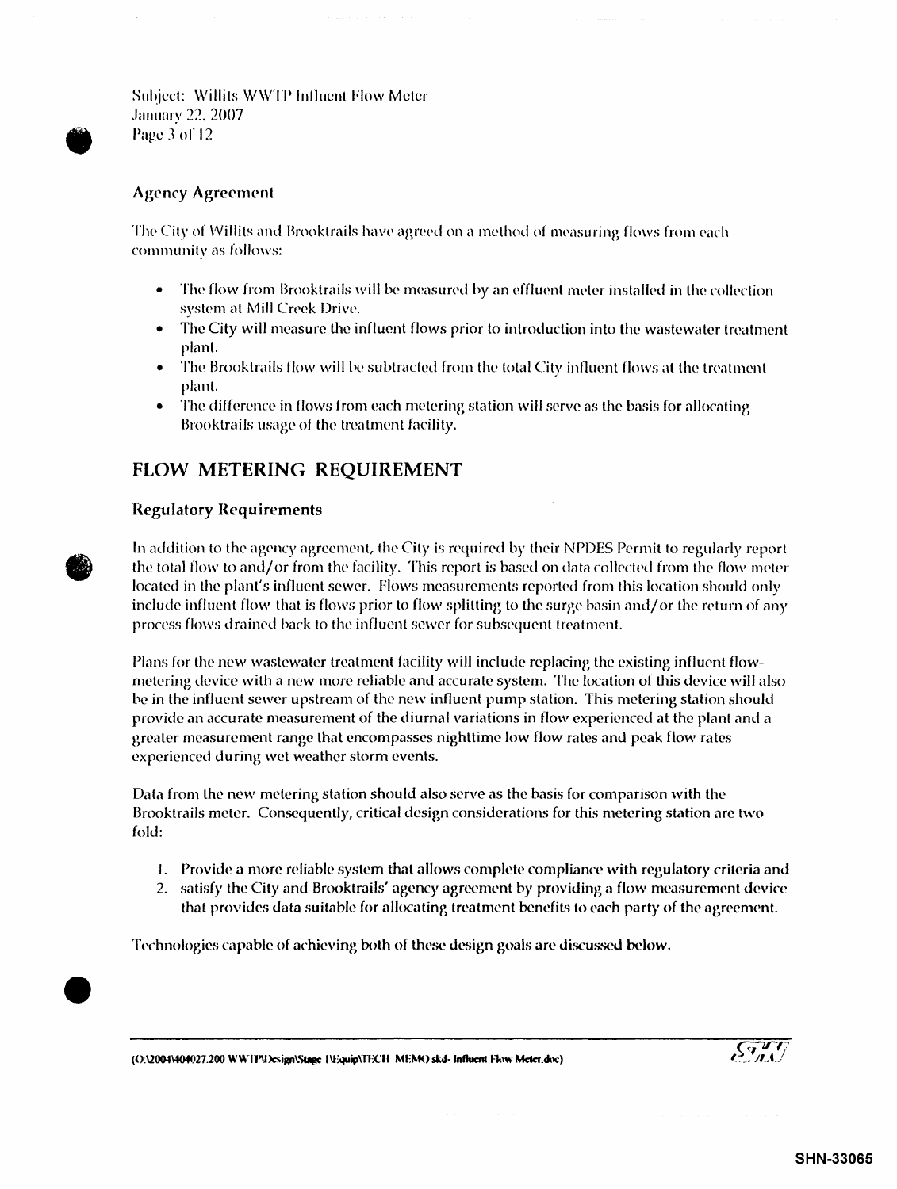### Agency Agreement

The City of Willits and Brooktrails have agreed on a method of measuring flows from each community as follows:

- The flow from Brooktrails will be measured by an effluent meter installed in the collection system at Mill Creek Drive.
- The City will measure the influent flows prior to introduction into the wastewater treatment plant.
- The Brooktrails flow will be subtracted from the total City influent flows at the treatment plant.
- The difference in flows from each metering station will serve as the basis for allocating Brooktrails usage of the treatment facility.

## FLOW METERING REQUIREMENT

### Regulatory Requirements

In addition to the agency agreement, the City is required by their NPDES Permit to regularly report the total flow to and/or from the facility. This report is based on data collected from the flow meter located in the plant's influent sewer. Flows measurements reported from this location should only include influent flow-that is flows prior to flow splitting to the surge basin and/or the return of any process flows drained back to the influent sewer for subsequent treatment.

Plans for the new wastewater treatment facility will include replacing the existing influent flow-metering device with a new more reliable and accurate system. The location of this device will also be in the influent sewer upstream of the new influent pump station. This metering station should provide an accurate measurement of the diurnal variations in flow experienced at the plant and a greater measurement range that encompasses nighttime low flow rates and peak flow rates experienced during wet weather storm events.

Data from the new metering station should also serve as the basis for comparison with the Brooktrails meter. Consequently, critical design considerations for this metering station are two fold:

1. Provide a more reliable system that allows complete compliance with regulatory criteria and
2. satisfy the City and Brooktrails' agency agreement by providing a flow measurement device that provides data suitable for allocating treatment benefits to each party of the agreement.

Technologies capable of achieving both of these design goals are discussed below.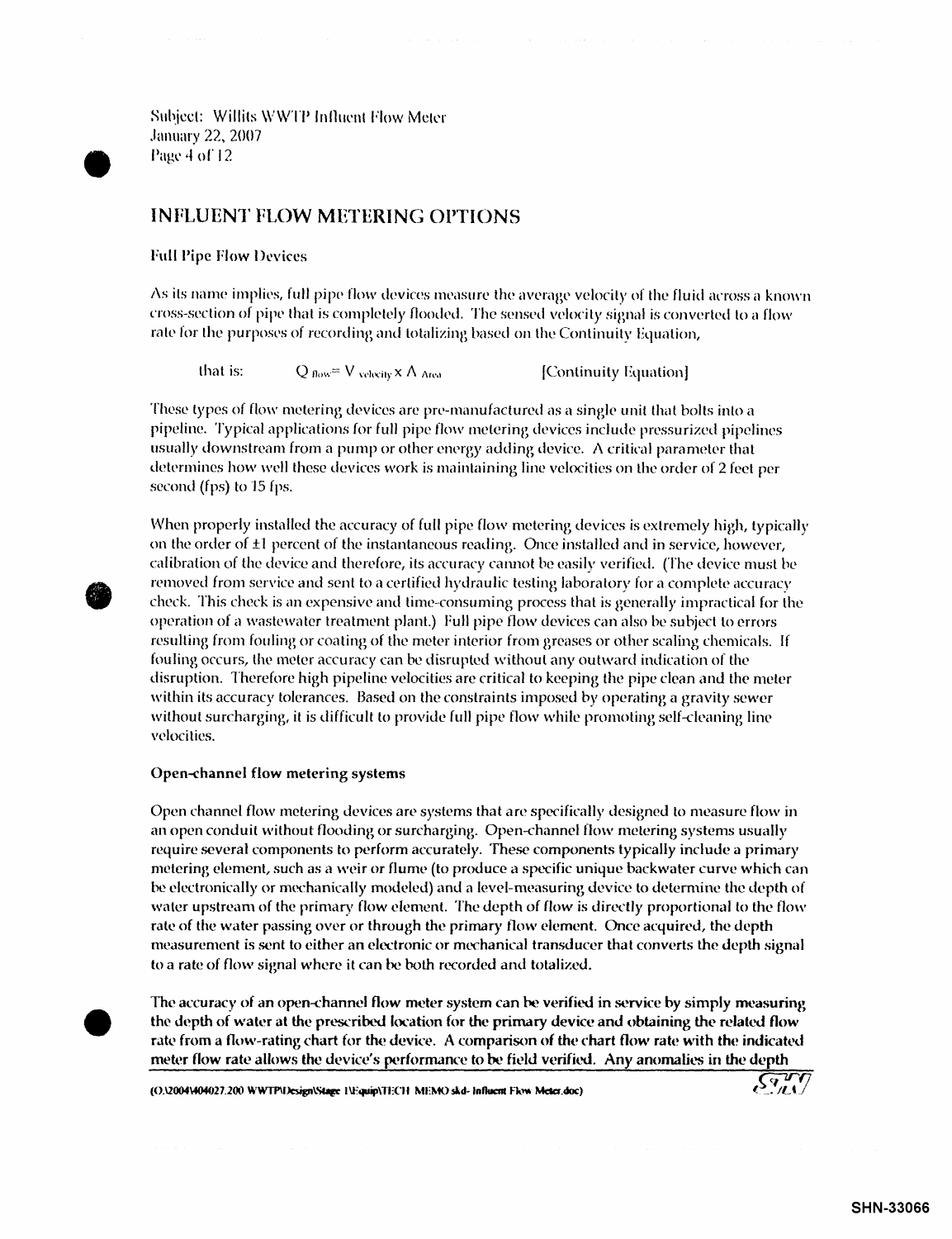## INFLUENT FLOW METERING OPTIONS

### Full Pipe Flow Devices

As its name implies, full pipe flow devices measure the average velocity of the fluid across a known cross-section of pipe that is completely flooded. The sensed velocity signal is converted to a flow rate for the purposes of recording and totalizing based on the Continuity Equation,

that is: $Q_{flow} = V_{velocity} \times A_{Area}$ [Continuity Equation]

These types of flow metering devices are pre-manufactured as a single unit that bolts into a pipeline. Typical applications for full pipe flow metering devices include pressurized pipelines usually downstream from a pump or other energy adding device. A critical parameter that determines how well these devices work is maintaining line velocities on the order of 2 feet per second (fps) to 15 fps.

When properly installed the accuracy of full pipe flow metering devices is extremely high, typically on the order of ±1 percent of the instantaneous reading. Once installed and in service, however, calibration of the device and therefore, its accuracy cannot be easily verified. (The device must be removed from service and sent to a certified hydraulic testing laboratory for a complete accuracy check. This check is an expensive and time-consuming process that is generally impractical for the operation of a wastewater treatment plant.) Full pipe flow devices can also be subject to errors resulting from fouling or coating of the meter interior from greases or other scaling chemicals. If fouling occurs, the meter accuracy can be disrupted without any outward indication of the disruption. Therefore high pipeline velocities are critical to keeping the pipe clean and the meter within its accuracy tolerances. Based on the constraints imposed by operating a gravity sewer without surcharging, it is difficult to provide full pipe flow while promoting self-cleaning line velocities.

### Open-channel flow metering systems

Open channel flow metering devices are systems that are specifically designed to measure flow in an open conduit without flooding or surcharging. Open-channel flow metering systems usually require several components to perform accurately. These components typically include a primary metering element, such as a weir or flume (to produce a specific unique backwater curve which can be electronically or mechanically modeled) and a level-measuring device to determine the depth of water upstream of the primary flow element. The depth of flow is directly proportional to the flow rate of the water passing over or through the primary flow element. Once acquired, the depth measurement is sent to either an electronic or mechanical transducer that converts the depth signal to a rate of flow signal where it can be both recorded and totalized.

**The accuracy of an open-channel flow meter system can be verified in service by simply measuring the depth of water at the prescribed location for the primary device and obtaining the related flow rate from a flow-rating chart for the device. A comparison of the chart flow rate with the indicated meter flow rate allows the device's performance to be field verified. Any anomalies in the depth**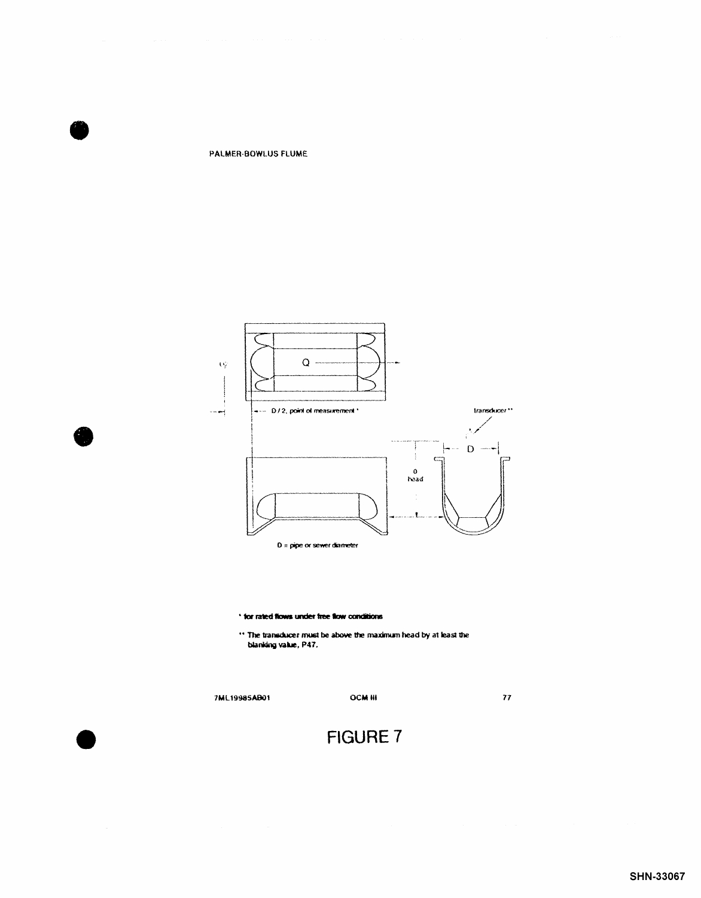PALMER-BOWLUS FLUME

D / 2, point of measurement *

transducer **

D

0 head

D = pipe or sewer diameter

* for rated flows under free flow conditions

** The transducer must be above the maximum head by at least the blanking value, P47.

7ML19985AB01 OCM III 77

FIGURE 7

SHN-33067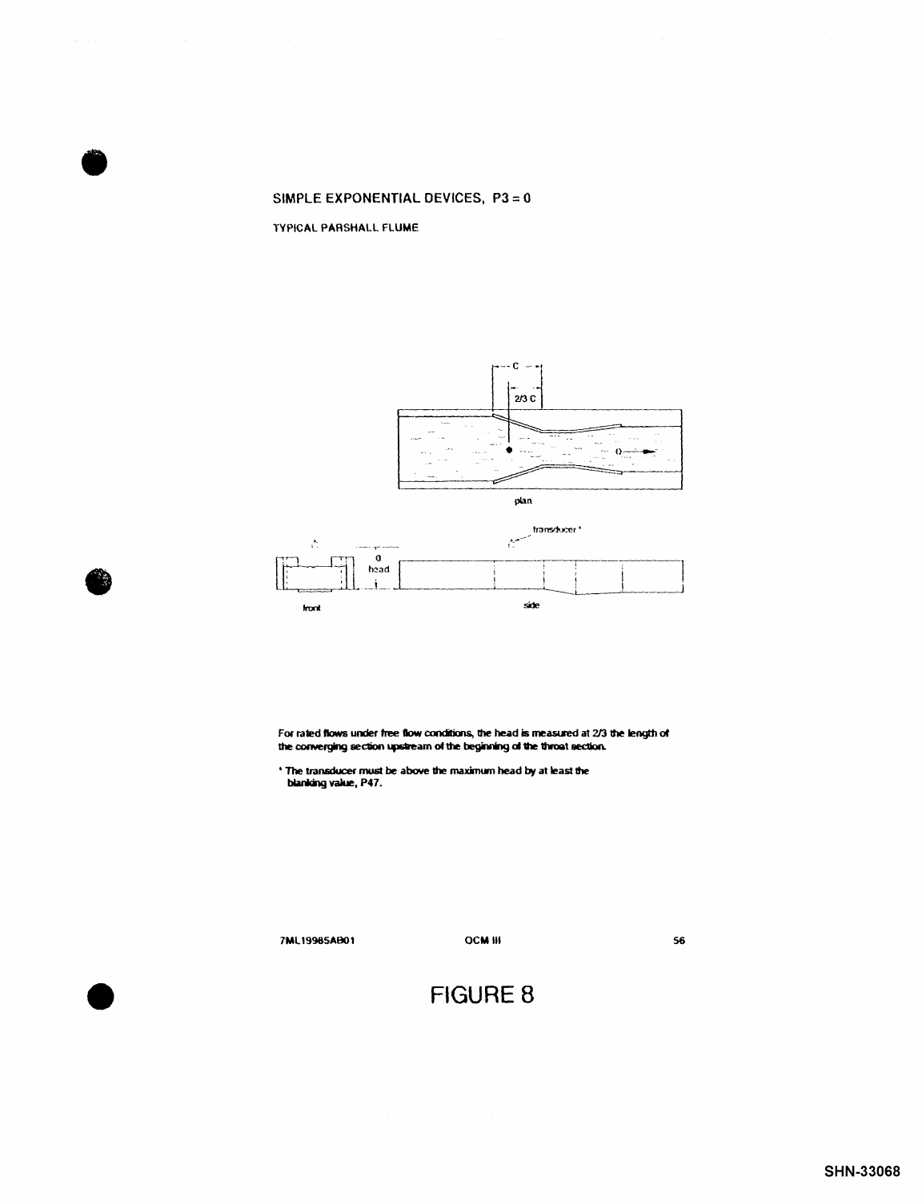## SIMPLE EXPONENTIAL DEVICES, P3 = 0

TYPICAL PARSHALL FLUME

For rated flows under free flow conditions, the head is measured at 2/3 the length of the converging section upstream of the beginning of the throat section.

* The transducer must be above the maximum head by at least the blanking value, P47.

7ML19985AB01 OCM III 56

FIGURE 8

SHN-33068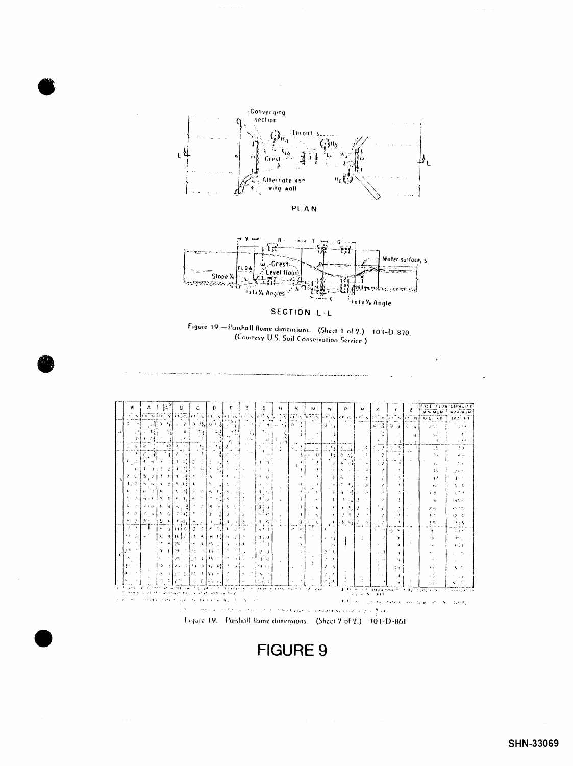Figure 19.—Parshall flume dimensions. (Sheet 1 of 2.) 103-D-870. (Courtesy U.S. Soil Conservation Service.)

Figure 19. Parshall flume dimensions. (Sheet 2 of 2.) 103-D-861

# FIGURE 9

SHN-33069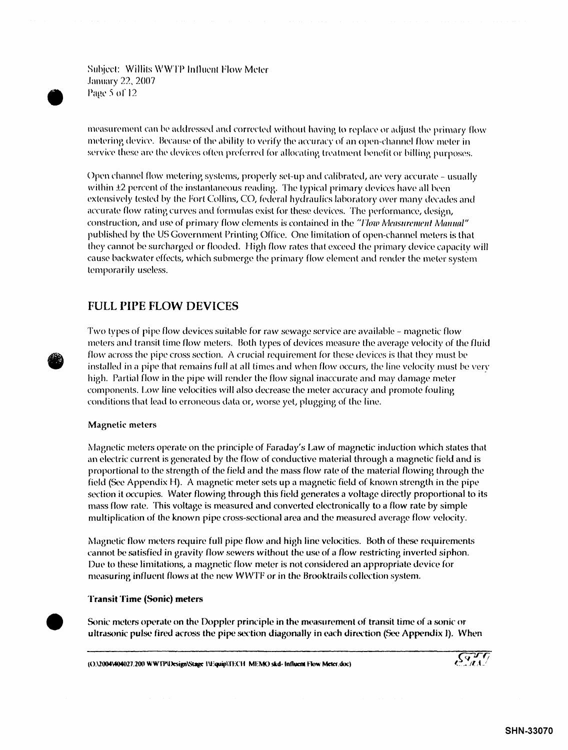measurement can be addressed and corrected without having to replace or adjust the primary flow metering device. Because of the ability to verify the accuracy of an open-channel flow meter in service these are the devices often preferred for allocating treatment benefit or billing purposes.

Open channel flow metering systems, properly set-up and calibrated, are very accurate – usually within ±2 percent of the instantaneous reading. The typical primary devices have all been extensively tested by the Fort Collins, CO, federal hydraulics laboratory over many decades and accurate flow rating curves and formulas exist for these devices. The performance, design, construction, and use of primary flow elements is contained in the *"Flow Measurement Manual"* published by the US Government Printing Office. One limitation of open-channel meters is that they cannot be surcharged or flooded. High flow rates that exceed the primary device capacity will cause backwater effects, which submerge the primary flow element and render the meter system temporarily useless.

## FULL PIPE FLOW DEVICES

Two types of pipe flow devices suitable for raw sewage service are available – magnetic flow meters and transit time flow meters. Both types of devices measure the average velocity of the fluid flow across the pipe cross section. A crucial requirement for these devices is that they must be installed in a pipe that remains full at all times and when flow occurs, the line velocity must be very high. Partial flow in the pipe will render the flow signal inaccurate and may damage meter components. Low line velocities will also decrease the meter accuracy and promote fouling conditions that lead to erroneous data or, worse yet, plugging of the line.

### Magnetic meters

Magnetic meters operate on the principle of Faraday's Law of magnetic induction which states that an electric current is generated by the flow of conductive material through a magnetic field and is proportional to the strength of the field and the mass flow rate of the material flowing through the field (See Appendix H). A magnetic meter sets up a magnetic field of known strength in the pipe section it occupies. Water flowing through this field generates a voltage directly proportional to its mass flow rate. This voltage is measured and converted electronically to a flow rate by simple multiplication of the known pipe cross-sectional area and the measured average flow velocity.

Magnetic flow meters require full pipe flow and high line velocities. Both of these requirements cannot be satisfied in gravity flow sewers without the use of a flow restricting inverted siphon. Due to these limitations, a magnetic flow meter is not considered an appropriate device for measuring influent flows at the new WWTF or in the Brooktrails collection system.

### Transit Time (Sonic) meters

Sonic meters operate on the Doppler principle in the measurement of transit time of a sonic or ultrasonic pulse fired across the pipe section diagonally in each direction (See Appendix I). When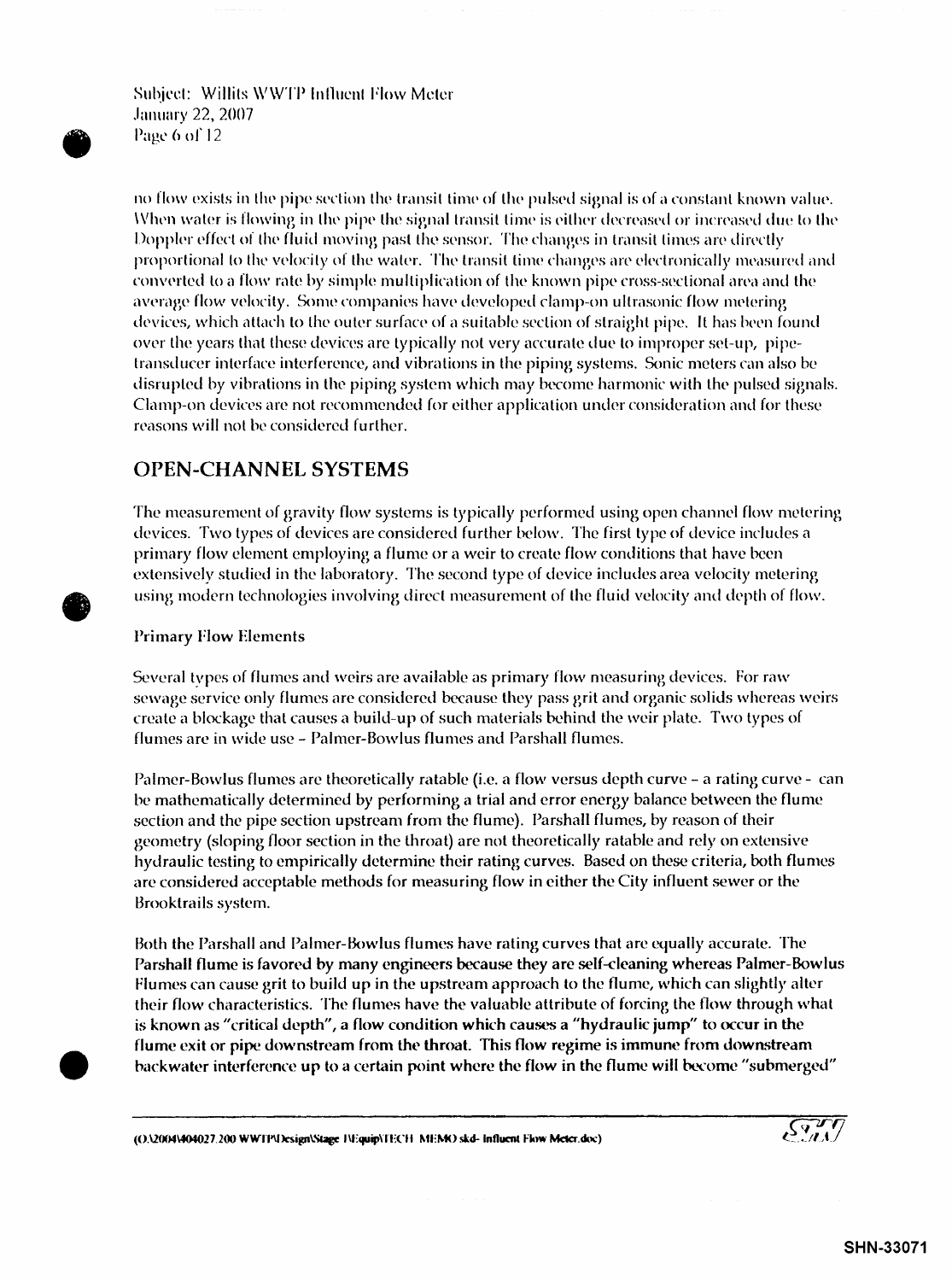no flow exists in the pipe section the transit time of the pulsed signal is of a constant known value. When water is flowing in the pipe the signal transit time is either decreased or increased due to the Doppler effect of the fluid moving past the sensor. The changes in transit times are directly proportional to the velocity of the water. The transit time changes are electronically measured and converted to a flow rate by simple multiplication of the known pipe cross-sectional area and the average flow velocity. Some companies have developed clamp-on ultrasonic flow metering devices, which attach to the outer surface of a suitable section of straight pipe. It has been found over the years that these devices are typically not very accurate due to improper set-up, pipe-transducer interface interference, and vibrations in the piping systems. Sonic meters can also be disrupted by vibrations in the piping system which may become harmonic with the pulsed signals. Clamp-on devices are not recommended for either application under consideration and for these reasons will not be considered further.

## OPEN-CHANNEL SYSTEMS

The measurement of gravity flow systems is typically performed using open channel flow metering devices. Two types of devices are considered further below. The first type of device includes a primary flow element employing a flume or a weir to create flow conditions that have been extensively studied in the laboratory. The second type of device includes area velocity metering using modern technologies involving direct measurement of the fluid velocity and depth of flow.

### Primary Flow Elements

Several types of flumes and weirs are available as primary flow measuring devices. For raw sewage service only flumes are considered because they pass grit and organic solids whereas weirs create a blockage that causes a build-up of such materials behind the weir plate. Two types of flumes are in wide use - Palmer-Bowlus flumes and Parshall flumes.

Palmer-Bowlus flumes are theoretically ratable (i.e. a flow versus depth curve - a rating curve - can be mathematically determined by performing a trial and error energy balance between the flume section and the pipe section upstream from the flume). Parshall flumes, by reason of their geometry (sloping floor section in the throat) are not theoretically ratable and rely on extensive hydraulic testing to empirically determine their rating curves. Based on these criteria, both flumes are considered acceptable methods for measuring flow in either the City influent sewer or the Brooktrails system.

Both the Parshall and Palmer-Bowlus flumes have rating curves that are equally accurate. The Parshall flume is favored by many engineers because they are self-cleaning whereas Palmer-Bowlus Flumes can cause grit to build up in the upstream approach to the flume, which can slightly alter their flow characteristics. The flumes have the valuable attribute of forcing the flow through what is known as "critical depth", a flow condition which causes a "hydraulic jump" to occur in the flume exit or pipe downstream from the throat. This flow regime is immune from downstream backwater interference up to a certain point where the flow in the flume will become "submerged"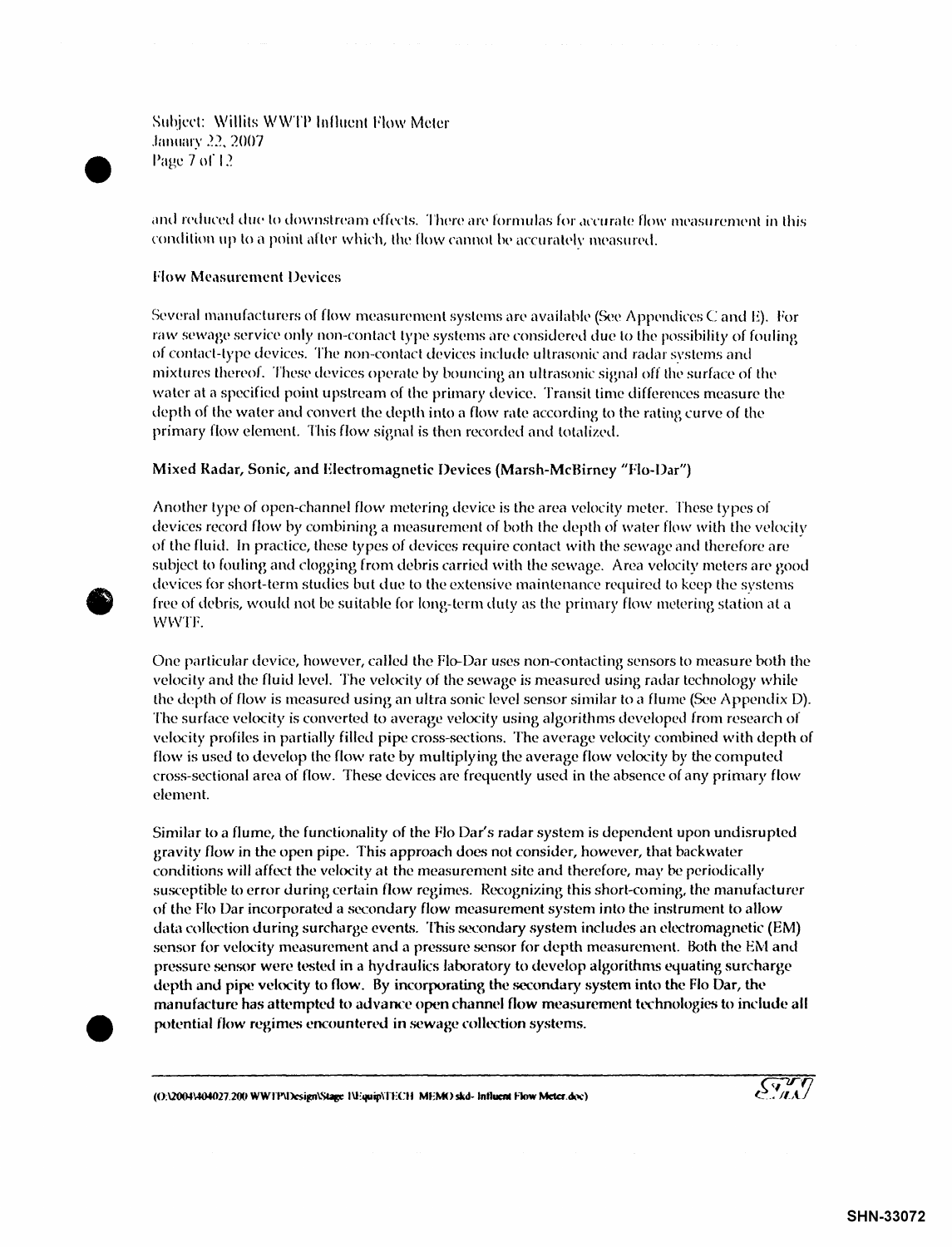and reduced due to downstream effects. There are formulas for accurate flow measurement in this condition up to a point after which, the flow cannot be accurately measured.

## Flow Measurement Devices

Several manufacturers of flow measurement systems are available (See Appendices C and E). For raw sewage service only non-contact type systems are considered due to the possibility of fouling of contact-type devices. The non-contact devices include ultrasonic and radar systems and mixtures thereof. These devices operate by bouncing an ultrasonic signal off the surface of the water at a specified point upstream of the primary device. Transit time differences measure the depth of the water and convert the depth into a flow rate according to the rating curve of the primary flow element. This flow signal is then recorded and totalized.

### Mixed Radar, Sonic, and Electromagnetic Devices (Marsh-McBirney "Flo-Dar")

Another type of open-channel flow metering device is the area velocity meter. These types of devices record flow by combining a measurement of both the depth of water flow with the velocity of the fluid. In practice, these types of devices require contact with the sewage and therefore are subject to fouling and clogging from debris carried with the sewage. Area velocity meters are good devices for short-term studies but due to the extensive maintenance required to keep the systems free of debris, would not be suitable for long-term duty as the primary flow metering station at a WWTF.

One particular device, however, called the Flo-Dar uses non-contacting sensors to measure both the velocity and the fluid level. The velocity of the sewage is measured using radar technology while the depth of flow is measured using an ultra sonic level sensor similar to a flume (See Appendix D). The surface velocity is converted to average velocity using algorithms developed from research of velocity profiles in partially filled pipe cross-sections. The average velocity combined with depth of flow is used to develop the flow rate by multiplying the average flow velocity by the computed cross-sectional area of flow. These devices are frequently used in the absence of any primary flow element.

Similar to a flume, the functionality of the Flo Dar's radar system is dependent upon undisrupted gravity flow in the open pipe. This approach does not consider, however, that backwater conditions will affect the velocity at the measurement site and therefore, may be periodically susceptible to error during certain flow regimes. Recognizing this short-coming, the manufacturer of the Flo Dar incorporated a secondary flow measurement system into the instrument to allow data collection during surcharge events. This secondary system includes an electromagnetic (EM) sensor for velocity measurement and a pressure sensor for depth measurement. Both the EM and pressure sensor were tested in a hydraulics laboratory to develop algorithms equating surcharge depth and pipe velocity to flow. By incorporating the secondary system into the Flo Dar, the manufacture has attempted to advance open channel flow measurement technologies to include all potential flow regimes encountered in sewage collection systems.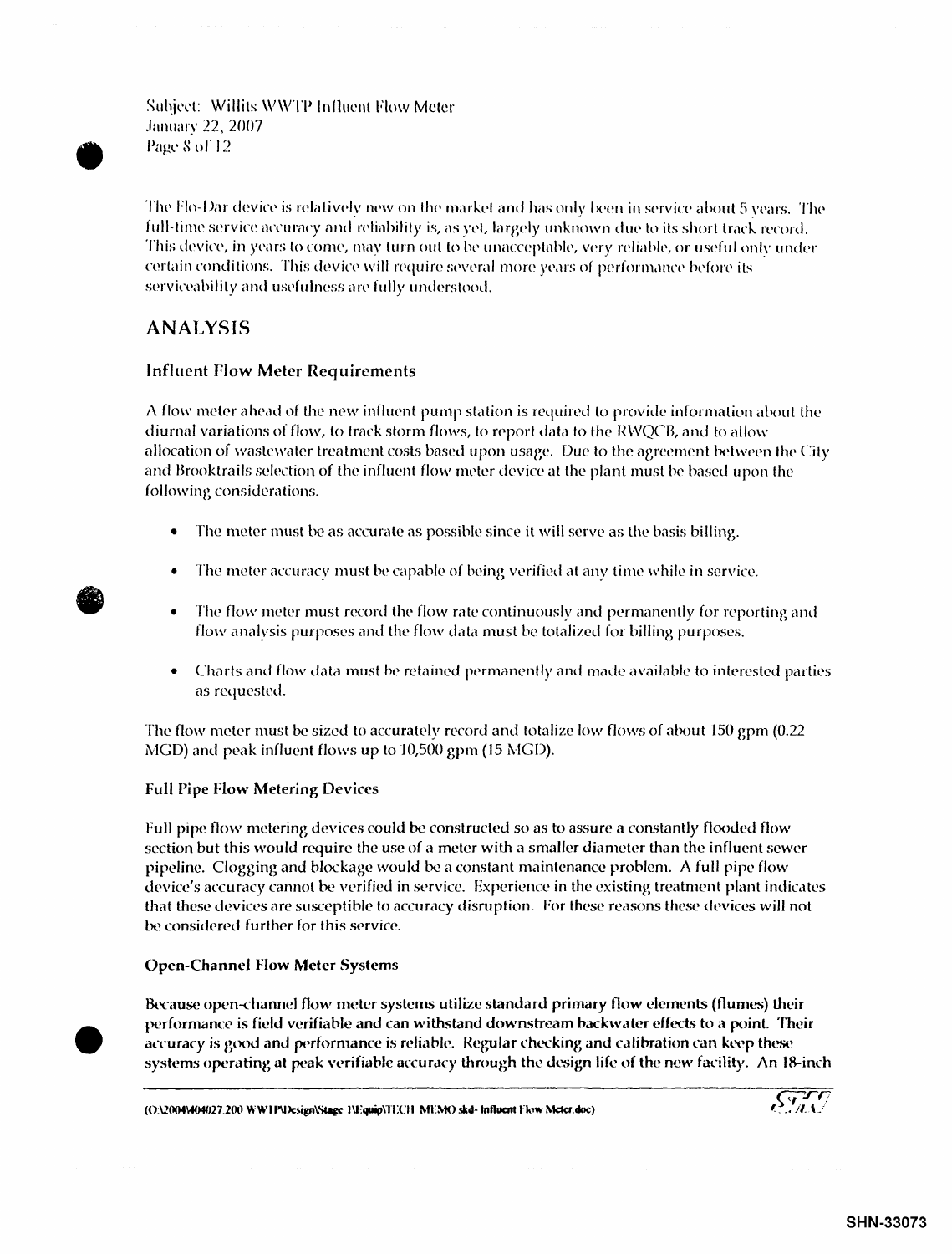The Flo-Dar device is relatively new on the market and has only been in service about 5 years. The full-time service accuracy and reliability is, as yet, largely unknown due to its short track record. This device, in years to come, may turn out to be unacceptable, very reliable, or useful only under certain conditions. This device will require several more years of performance before its serviceability and usefulness are fully understood.

## ANALYSIS

### Influent Flow Meter Requirements

A flow meter ahead of the new influent pump station is required to provide information about the diurnal variations of flow, to track storm flows, to report data to the RWQCB, and to allow allocation of wastewater treatment costs based upon usage. Due to the agreement between the City and Brooktrails selection of the influent flow meter device at the plant must be based upon the following considerations.

- The meter must be as accurate as possible since it will serve as the basis billing.
- The meter accuracy must be capable of being verified at any time while in service.
- The flow meter must record the flow rate continuously and permanently for reporting and flow analysis purposes and the flow data must be totalized for billing purposes.
- Charts and flow data must be retained permanently and made available to interested parties as requested.

The flow meter must be sized to accurately record and totalize low flows of about 150 gpm (0.22 MGD) and peak influent flows up to 10,500 gpm (15 MGD).

#### Full Pipe Flow Metering Devices

Full pipe flow metering devices could be constructed so as to assure a constantly flooded flow section but this would require the use of a meter with a smaller diameter than the influent sewer pipeline. Clogging and blockage would be a constant maintenance problem. A full pipe flow device's accuracy cannot be verified in service. Experience in the existing treatment plant indicates that these devices are susceptible to accuracy disruption. For these reasons these devices will not be considered further for this service.

#### Open-Channel Flow Meter Systems

Because open-channel flow meter systems utilize standard primary flow elements (flumes) their performance is field verifiable and can withstand downstream backwater effects to a point. Their accuracy is good and performance is reliable. Regular checking and calibration can keep these systems operating at peak verifiable accuracy through the design life of the new facility. An 18-inch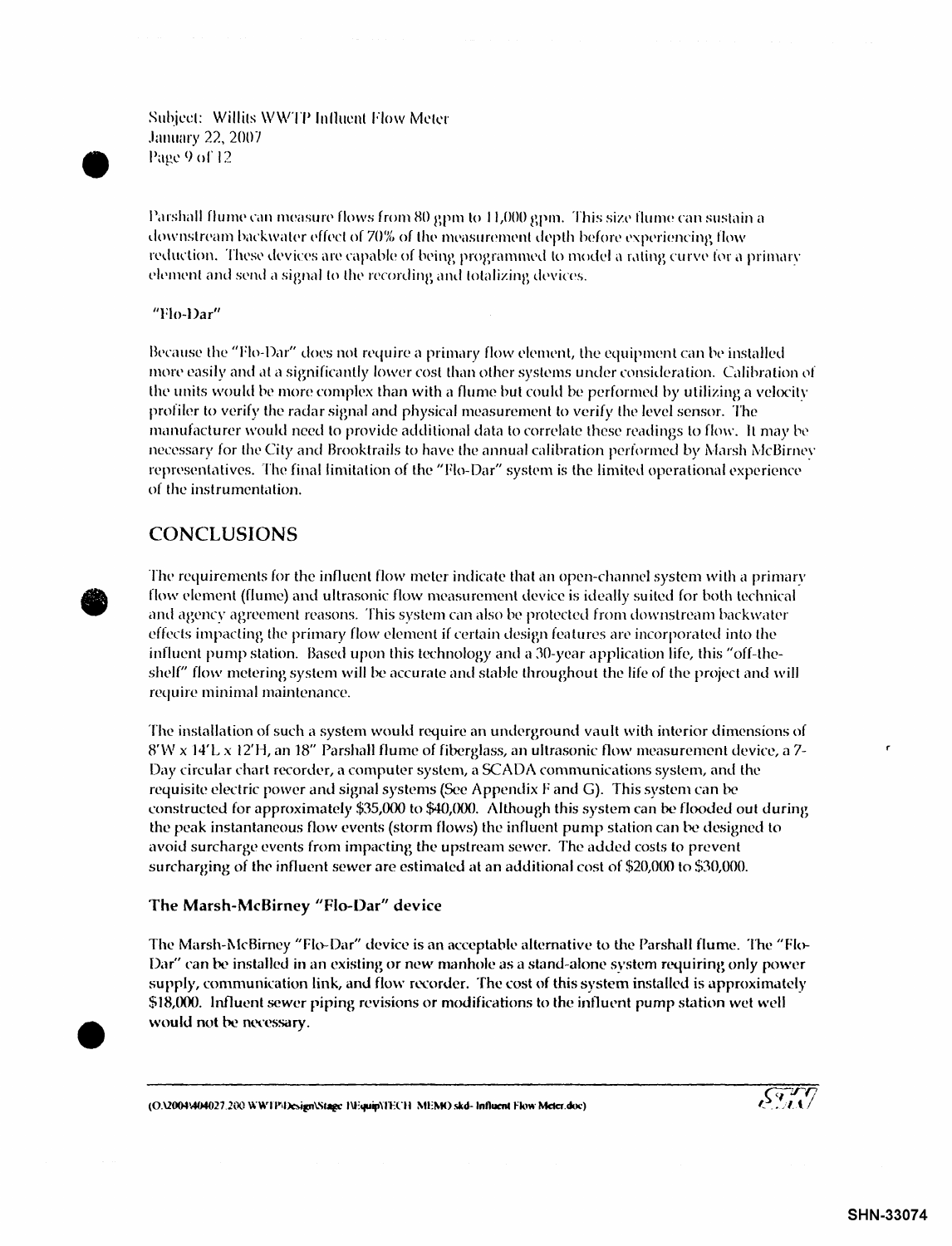Parshall flume can measure flows from 80 gpm to 11,000 gpm. This size flume can sustain a downstream backwater effect of 70% of the measurement depth before experiencing flow reduction. These devices are capable of being programmed to model a rating curve for a primary element and send a signal to the recording and totalizing devices.

"Flo-Dar"

Because the "Flo-Dar" does not require a primary flow element, the equipment can be installed more easily and at a significantly lower cost than other systems under consideration. Calibration of the units would be more complex than with a flume but could be performed by utilizing a velocity profiler to verify the radar signal and physical measurement to verify the level sensor. The manufacturer would need to provide additional data to correlate these readings to flow. It may be necessary for the City and Brooktrails to have the annual calibration performed by Marsh McBirney representatives. The final limitation of the "Flo-Dar" system is the limited operational experience of the instrumentation.

## CONCLUSIONS

The requirements for the influent flow meter indicate that an open-channel system with a primary flow element (flume) and ultrasonic flow measurement device is ideally suited for both technical and agency agreement reasons. This system can also be protected from downstream backwater effects impacting the primary flow element if certain design features are incorporated into the influent pump station. Based upon this technology and a 30-year application life, this "off-the-shelf" flow metering system will be accurate and stable throughout the life of the project and will require minimal maintenance.

The installation of such a system would require an underground vault with interior dimensions of 8'W x 14'L x 12'H, an 18" Parshall flume of fiberglass, an ultrasonic flow measurement device, a 7-Day circular chart recorder, a computer system, a SCADA communications system, and the requisite electric power and signal systems (See Appendix F and G). This system can be constructed for approximately $35,000 to $40,000. Although this system can be flooded out during the peak instantaneous flow events (storm flows) the influent pump station can be designed to avoid surcharge events from impacting the upstream sewer. The added costs to prevent surcharging of the influent sewer are estimated at an additional cost of $20,000 to $30,000.

### The Marsh-McBirney "Flo-Dar" device

The Marsh-McBirney "Flo-Dar" device is an acceptable alternative to the Parshall flume. The "Flo-Dar" can be installed in an existing or new manhole as a stand-alone system requiring only power supply, communication link, and flow recorder. The cost of this system installed is approximately $18,000. Influent sewer piping revisions or modifications to the influent pump station wet well would not be necessary.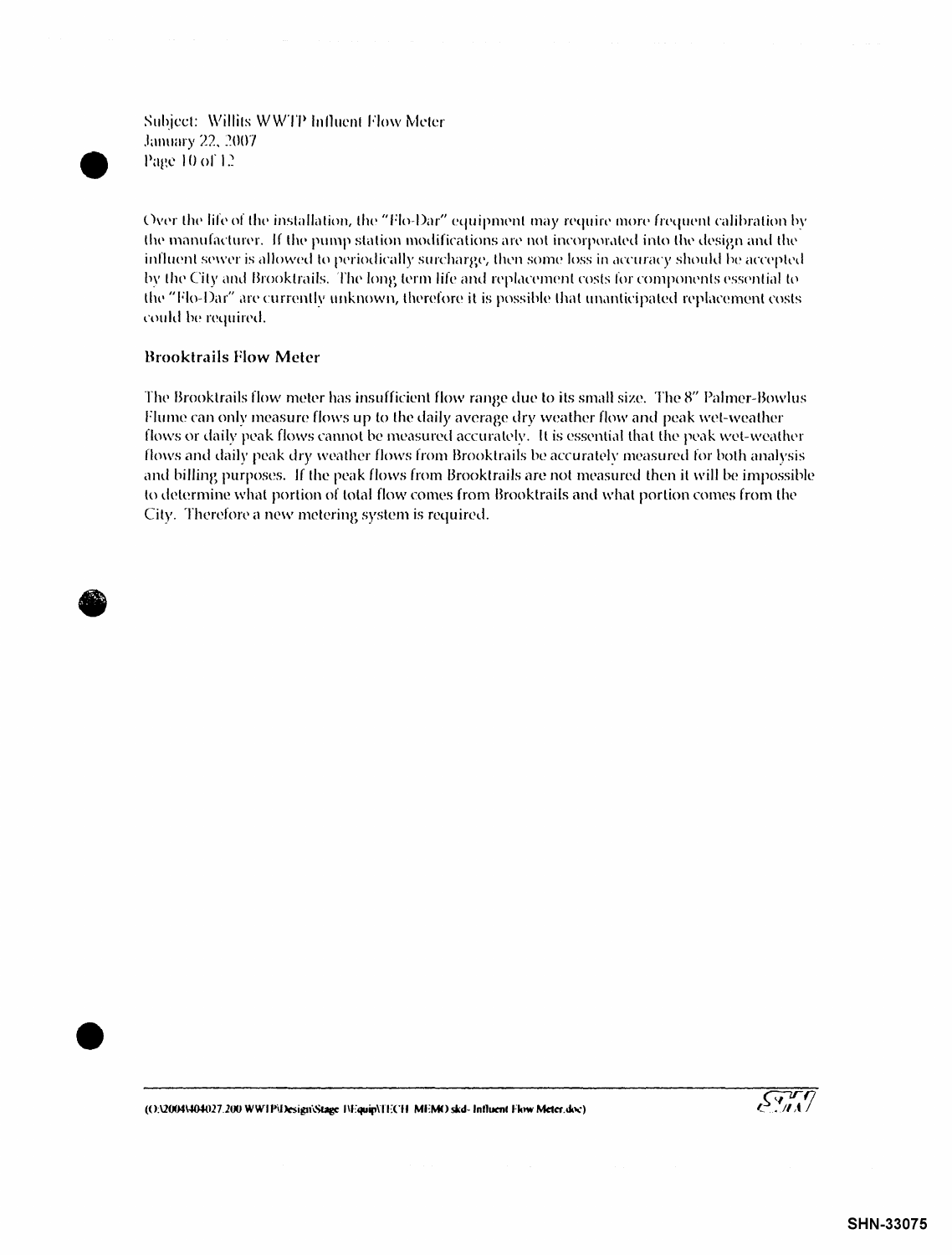Over the life of the installation, the "Flo-Dar" equipment may require more frequent calibration by the manufacturer. If the pump station modifications are not incorporated into the design and the influent sewer is allowed to periodically surcharge, then some loss in accuracy should be accepted by the City and Brooktrails. The long term life and replacement costs for components essential to the "Flo-Dar" are currently unknown, therefore it is possible that unanticipated replacement costs could be required.

### Brooktrails Flow Meter

The Brooktrails flow meter has insufficient flow range due to its small size. The 8" Palmer-Bowlus Flume can only measure flows up to the daily average dry weather flow and peak wet-weather flows or daily peak flows cannot be measured accurately. It is essential that the peak wet-weather flows and daily peak dry weather flows from Brooktrails be accurately measured for both analysis and billing purposes. If the peak flows from Brooktrails are not measured then it will be impossible to determine what portion of total flow comes from Brooktrails and what portion comes from the City. Therefore a new metering system is required.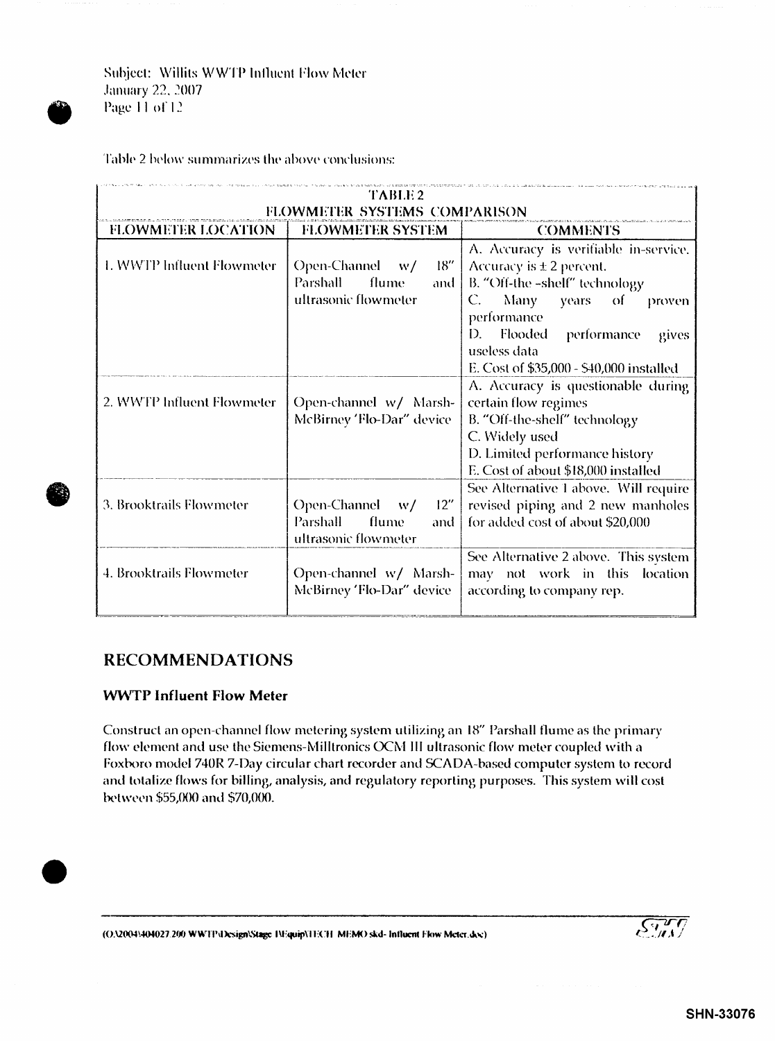Table 2 below summarizes the above conclusions:

| TABLE 2 FLOWMETER SYSTEMS COMPARISON | | |
|---|---|---|
| **FLOWMETER LOCATION** | **FLOWMETER SYSTEM** | **COMMENTS** |
| 1. WWTP Influent Flowmeter | Open-Channel w/ 18" Parshall flume and ultrasonic flowmeter | A. Accuracy is verifiable in-service. Accuracy is ± 2 percent. B. "Off-the -shelf" technology C. Many years of proven performance D. Flooded performance gives useless data E. Cost of $35,000 - $40,000 installed |
| 2. WWTP Influent Flowmeter | Open-channel w/ Marsh-McBirney 'Flo-Dar" device | A. Accuracy is questionable during certain flow regimes B. "Off-the-shelf" technology C. Widely used D. Limited performance history E. Cost of about $18,000 installed |
| 3. Brooktrails Flowmeter | Open-Channel w/ 12" Parshall flume and ultrasonic flowmeter | See Alternative 1 above. Will require revised piping and 2 new manholes for added cost of about $20,000 |
| 4. Brooktrails Flowmeter | Open-channel w/ Marsh-McBirney 'Flo-Dar" device | See Alternative 2 above. This system may not work in this location according to company rep. |

## RECOMMENDATIONS

### WWTP Influent Flow Meter

Construct an open-channel flow metering system utilizing an 18" Parshall flume as the primary flow element and use the Siemens-Milltronics OCM III ultrasonic flow meter coupled with a Foxboro model 740R 7-Day circular chart recorder and SCADA-based computer system to record and totalize flows for billing, analysis, and regulatory reporting purposes. This system will cost between $55,000 and $70,000.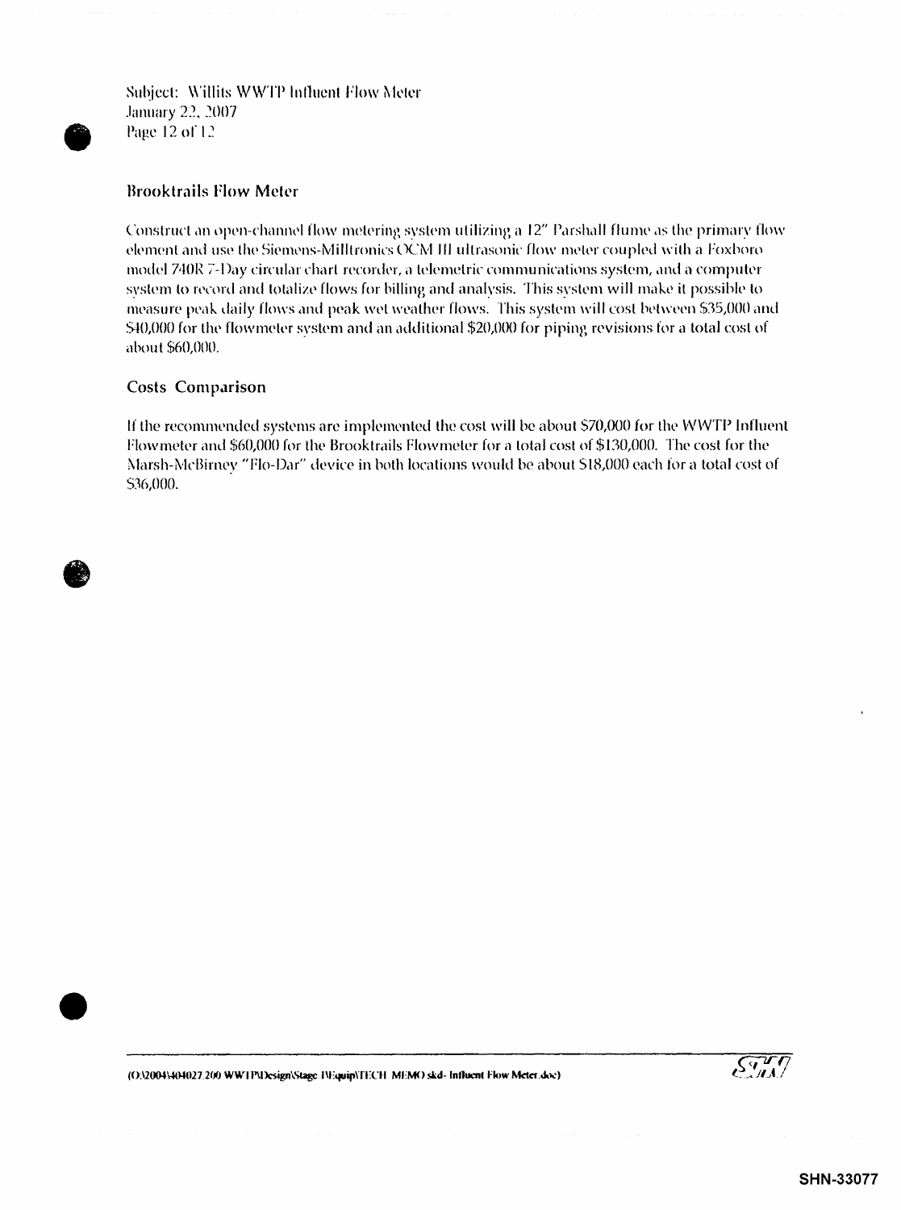## Brooktrails Flow Meter

Construct an open-channel flow metering system utilizing a 12" Parshall flume as the primary flow element and use the Siemens-Milltronics OCM III ultrasonic flow meter coupled with a Foxboro model 740R 7-Day circular chart recorder, a telemetric communications system, and a computer system to record and totalize flows for billing and analysis. This system will make it possible to measure peak daily flows and peak wet weather flows. This system will cost between $35,000 and $40,000 for the flowmeter system and an additional $20,000 for piping revisions for a total cost of about $60,000.

## Costs Comparison

If the recommended systems are implemented the cost will be about $70,000 for the WWTP Influent Flowmeter and $60,000 for the Brooktrails Flowmeter for a total cost of $130,000. The cost for the Marsh-McBirney "Flo-Dar" device in both locations would be about $18,000 each for a total cost of $36,000.